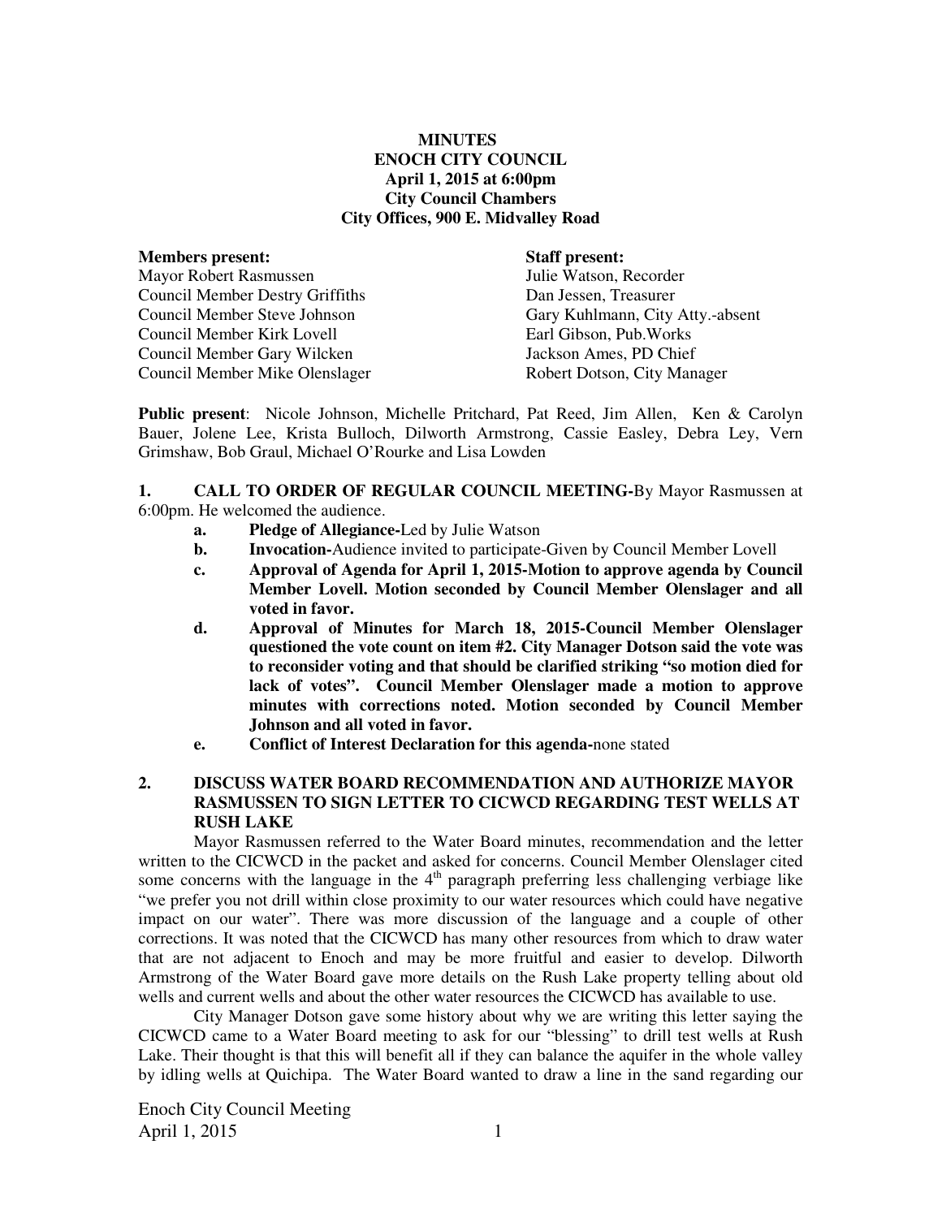**MINUTES**
**ENOCH CITY COUNCIL**
**April 1, 2015 at 6:00pm**
**City Council Chambers**
**City Offices, 900 E. Midvalley Road**

| **Members present:** | **Staff present:** |
|---|---|
| Mayor Robert Rasmussen | Julie Watson, Recorder |
| Council Member Destry Griffiths | Dan Jessen, Treasurer |
| Council Member Steve Johnson | Gary Kuhlmann, City Atty.-absent |
| Council Member Kirk Lovell | Earl Gibson, Pub.Works |
| Council Member Gary Wilcken | Jackson Ames, PD Chief |
| Council Member Mike Olenslager | Robert Dotson, City Manager |

**Public present**: Nicole Johnson, Michelle Pritchard, Pat Reed, Jim Allen, Ken & Carolyn Bauer, Jolene Lee, Krista Bulloch, Dilworth Armstrong, Cassie Easley, Debra Ley, Vern Grimshaw, Bob Graul, Michael O'Rourke and Lisa Lowden

**1. CALL TO ORDER OF REGULAR COUNCIL MEETING-**By Mayor Rasmussen at 6:00pm. He welcomed the audience.

- **a. Pledge of Allegiance-**Led by Julie Watson
- **b. Invocation-**Audience invited to participate-Given by Council Member Lovell
- **c. Approval of Agenda for April 1, 2015-Motion to approve agenda by Council Member Lovell. Motion seconded by Council Member Olenslager and all voted in favor.**
- **d. Approval of Minutes for March 18, 2015-Council Member Olenslager questioned the vote count on item #2. City Manager Dotson said the vote was to reconsider voting and that should be clarified striking "so motion died for lack of votes". Council Member Olenslager made a motion to approve minutes with corrections noted. Motion seconded by Council Member Johnson and all voted in favor.**
- **e. Conflict of Interest Declaration for this agenda-**none stated

**2. DISCUSS WATER BOARD RECOMMENDATION AND AUTHORIZE MAYOR RASMUSSEN TO SIGN LETTER TO CICWCD REGARDING TEST WELLS AT RUSH LAKE**

Mayor Rasmussen referred to the Water Board minutes, recommendation and the letter written to the CICWCD in the packet and asked for concerns. Council Member Olenslager cited some concerns with the language in the 4th paragraph preferring less challenging verbiage like "we prefer you not drill within close proximity to our water resources which could have negative impact on our water". There was more discussion of the language and a couple of other corrections. It was noted that the CICWCD has many other resources from which to draw water that are not adjacent to Enoch and may be more fruitful and easier to develop. Dilworth Armstrong of the Water Board gave more details on the Rush Lake property telling about old wells and current wells and about the other water resources the CICWCD has available to use.

City Manager Dotson gave some history about why we are writing this letter saying the CICWCD came to a Water Board meeting to ask for our "blessing" to drill test wells at Rush Lake. Their thought is that this will benefit all if they can balance the aquifer in the whole valley by idling wells at Quichipa. The Water Board wanted to draw a line in the sand regarding our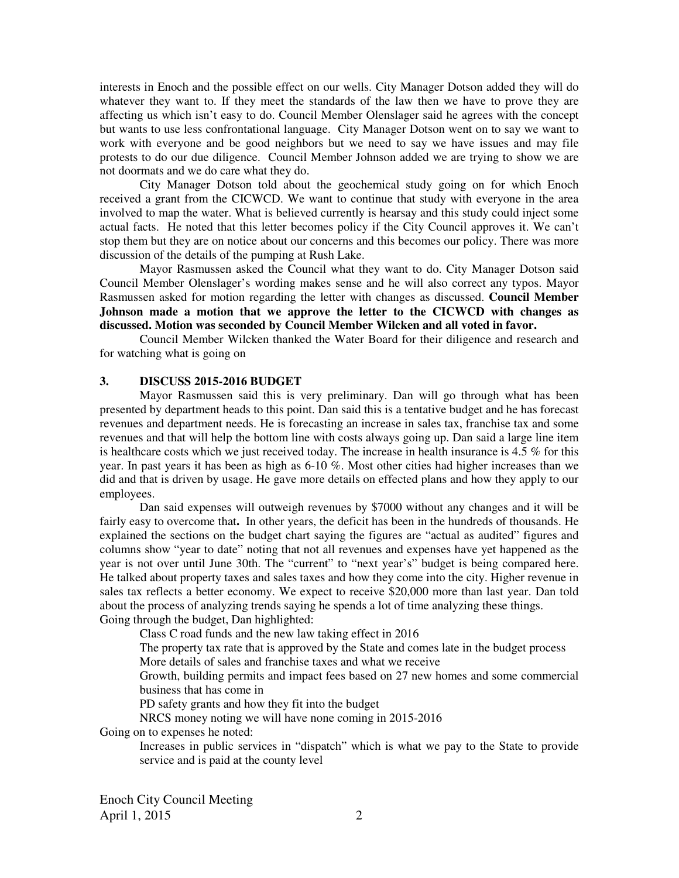interests in Enoch and the possible effect on our wells. City Manager Dotson added they will do whatever they want to. If they meet the standards of the law then we have to prove they are affecting us which isn't easy to do. Council Member Olenslager said he agrees with the concept but wants to use less confrontational language. City Manager Dotson went on to say we want to work with everyone and be good neighbors but we need to say we have issues and may file protests to do our due diligence. Council Member Johnson added we are trying to show we are not doormats and we do care what they do.

City Manager Dotson told about the geochemical study going on for which Enoch received a grant from the CICWCD. We want to continue that study with everyone in the area involved to map the water. What is believed currently is hearsay and this study could inject some actual facts. He noted that this letter becomes policy if the City Council approves it. We can't stop them but they are on notice about our concerns and this becomes our policy. There was more discussion of the details of the pumping at Rush Lake.

Mayor Rasmussen asked the Council what they want to do. City Manager Dotson said Council Member Olenslager's wording makes sense and he will also correct any typos. Mayor Rasmussen asked for motion regarding the letter with changes as discussed. **Council Member Johnson made a motion that we approve the letter to the CICWCD with changes as discussed. Motion was seconded by Council Member Wilcken and all voted in favor.**

Council Member Wilcken thanked the Water Board for their diligence and research and for watching what is going on

### 3. DISCUSS 2015-2016 BUDGET

Mayor Rasmussen said this is very preliminary. Dan will go through what has been presented by department heads to this point. Dan said this is a tentative budget and he has forecast revenues and department needs. He is forecasting an increase in sales tax, franchise tax and some revenues and that will help the bottom line with costs always going up. Dan said a large line item is healthcare costs which we just received today. The increase in health insurance is 4.5 % for this year. In past years it has been as high as 6-10 %. Most other cities had higher increases than we did and that is driven by usage. He gave more details on effected plans and how they apply to our employees.

Dan said expenses will outweigh revenues by $7000 without any changes and it will be fairly easy to overcome that. In other years, the deficit has been in the hundreds of thousands. He explained the sections on the budget chart saying the figures are "actual as audited" figures and columns show "year to date" noting that not all revenues and expenses have yet happened as the year is not over until June 30th. The "current" to "next year's" budget is being compared here. He talked about property taxes and sales taxes and how they come into the city. Higher revenue in sales tax reflects a better economy. We expect to receive $20,000 more than last year. Dan told about the process of analyzing trends saying he spends a lot of time analyzing these things.

Going through the budget, Dan highlighted:

- Class C road funds and the new law taking effect in 2016
- The property tax rate that is approved by the State and comes late in the budget process
- More details of sales and franchise taxes and what we receive
- Growth, building permits and impact fees based on 27 new homes and some commercial business that has come in
- PD safety grants and how they fit into the budget
- NRCS money noting we will have none coming in 2015-2016

Going on to expenses he noted:

- Increases in public services in "dispatch" which is what we pay to the State to provide service and is paid at the county level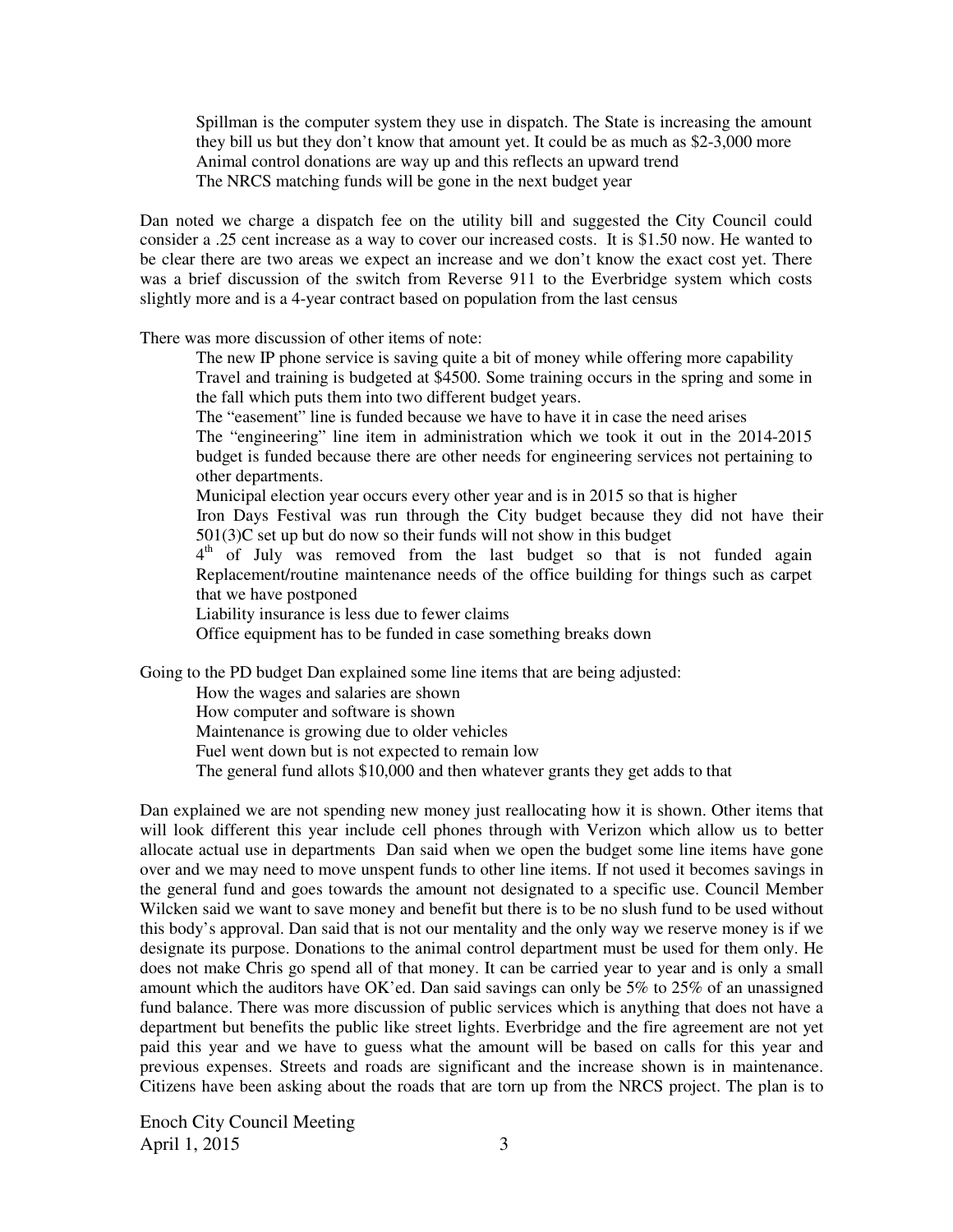Spillman is the computer system they use in dispatch. The State is increasing the amount they bill us but they don't know that amount yet. It could be as much as $2-3,000 more
Animal control donations are way up and this reflects an upward trend
The NRCS matching funds will be gone in the next budget year

Dan noted we charge a dispatch fee on the utility bill and suggested the City Council could consider a .25 cent increase as a way to cover our increased costs. It is $1.50 now. He wanted to be clear there are two areas we expect an increase and we don't know the exact cost yet. There was a brief discussion of the switch from Reverse 911 to the Everbridge system which costs slightly more and is a 4-year contract based on population from the last census

There was more discussion of other items of note:

The new IP phone service is saving quite a bit of money while offering more capability
Travel and training is budgeted at $4500. Some training occurs in the spring and some in the fall which puts them into two different budget years.
The "easement" line is funded because we have to have it in case the need arises
The "engineering" line item in administration which we took it out in the 2014-2015 budget is funded because there are other needs for engineering services not pertaining to other departments.
Municipal election year occurs every other year and is in 2015 so that is higher
Iron Days Festival was run through the City budget because they did not have their 501(3)C set up but do now so their funds will not show in this budget
4th of July was removed from the last budget so that is not funded again
Replacement/routine maintenance needs of the office building for things such as carpet that we have postponed
Liability insurance is less due to fewer claims
Office equipment has to be funded in case something breaks down

Going to the PD budget Dan explained some line items that are being adjusted:

How the wages and salaries are shown
How computer and software is shown
Maintenance is growing due to older vehicles
Fuel went down but is not expected to remain low
The general fund allots $10,000 and then whatever grants they get adds to that

Dan explained we are not spending new money just reallocating how it is shown. Other items that will look different this year include cell phones through with Verizon which allow us to better allocate actual use in departments Dan said when we open the budget some line items have gone over and we may need to move unspent funds to other line items. If not used it becomes savings in the general fund and goes towards the amount not designated to a specific use. Council Member Wilcken said we want to save money and benefit but there is to be no slush fund to be used without this body's approval. Dan said that is not our mentality and the only way we reserve money is if we designate its purpose. Donations to the animal control department must be used for them only. He does not make Chris go spend all of that money. It can be carried year to year and is only a small amount which the auditors have OK'ed. Dan said savings can only be 5% to 25% of an unassigned fund balance. There was more discussion of public services which is anything that does not have a department but benefits the public like street lights. Everbridge and the fire agreement are not yet paid this year and we have to guess what the amount will be based on calls for this year and previous expenses. Streets and roads are significant and the increase shown is in maintenance. Citizens have been asking about the roads that are torn up from the NRCS project. The plan is to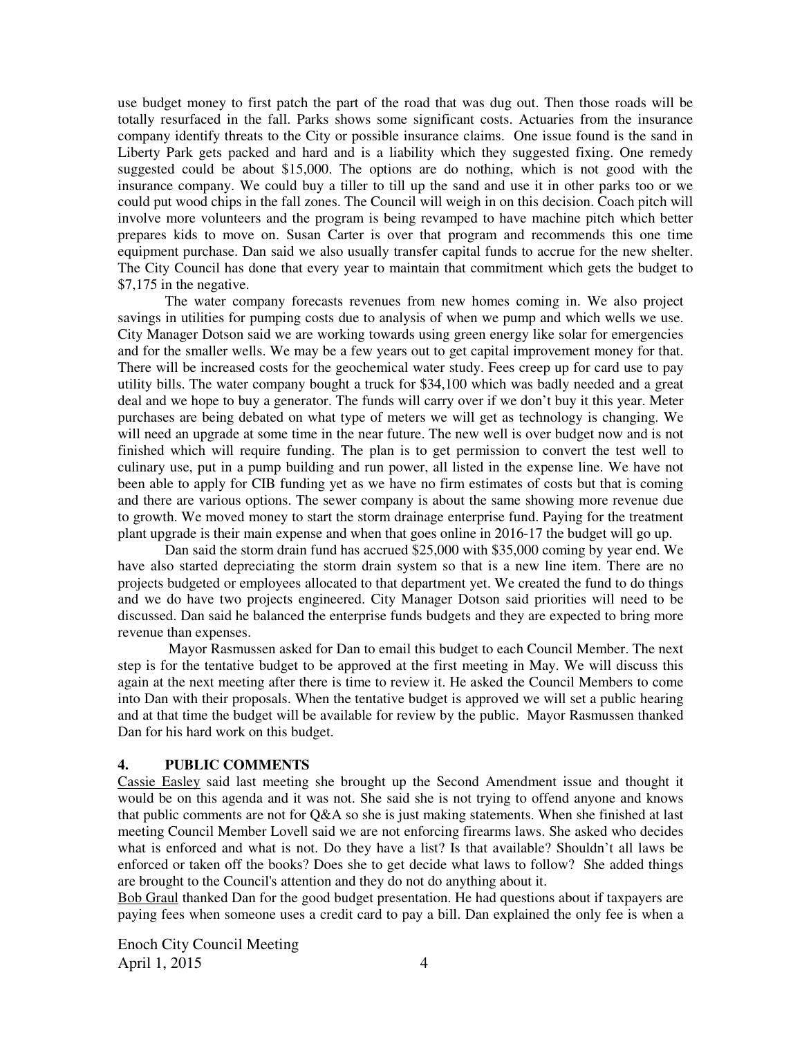use budget money to first patch the part of the road that was dug out. Then those roads will be totally resurfaced in the fall. Parks shows some significant costs. Actuaries from the insurance company identify threats to the City or possible insurance claims. One issue found is the sand in Liberty Park gets packed and hard and is a liability which they suggested fixing. One remedy suggested could be about $15,000. The options are do nothing, which is not good with the insurance company. We could buy a tiller to till up the sand and use it in other parks too or we could put wood chips in the fall zones. The Council will weigh in on this decision. Coach pitch will involve more volunteers and the program is being revamped to have machine pitch which better prepares kids to move on. Susan Carter is over that program and recommends this one time equipment purchase. Dan said we also usually transfer capital funds to accrue for the new shelter. The City Council has done that every year to maintain that commitment which gets the budget to $7,175 in the negative.

The water company forecasts revenues from new homes coming in. We also project savings in utilities for pumping costs due to analysis of when we pump and which wells we use. City Manager Dotson said we are working towards using green energy like solar for emergencies and for the smaller wells. We may be a few years out to get capital improvement money for that. There will be increased costs for the geochemical water study. Fees creep up for card use to pay utility bills. The water company bought a truck for $34,100 which was badly needed and a great deal and we hope to buy a generator. The funds will carry over if we don't buy it this year. Meter purchases are being debated on what type of meters we will get as technology is changing. We will need an upgrade at some time in the near future. The new well is over budget now and is not finished which will require funding. The plan is to get permission to convert the test well to culinary use, put in a pump building and run power, all listed in the expense line. We have not been able to apply for CIB funding yet as we have no firm estimates of costs but that is coming and there are various options. The sewer company is about the same showing more revenue due to growth. We moved money to start the storm drainage enterprise fund. Paying for the treatment plant upgrade is their main expense and when that goes online in 2016-17 the budget will go up.

Dan said the storm drain fund has accrued $25,000 with $35,000 coming by year end. We have also started depreciating the storm drain system so that is a new line item. There are no projects budgeted or employees allocated to that department yet. We created the fund to do things and we do have two projects engineered. City Manager Dotson said priorities will need to be discussed. Dan said he balanced the enterprise funds budgets and they are expected to bring more revenue than expenses.

Mayor Rasmussen asked for Dan to email this budget to each Council Member. The next step is for the tentative budget to be approved at the first meeting in May. We will discuss this again at the next meeting after there is time to review it. He asked the Council Members to come into Dan with their proposals. When the tentative budget is approved we will set a public hearing and at that time the budget will be available for review by the public. Mayor Rasmussen thanked Dan for his hard work on this budget.

## 4. PUBLIC COMMENTS

Cassie Easley said last meeting she brought up the Second Amendment issue and thought it would be on this agenda and it was not. She said she is not trying to offend anyone and knows that public comments are not for Q&A so she is just making statements. When she finished at last meeting Council Member Lovell said we are not enforcing firearms laws. She asked who decides what is enforced and what is not. Do they have a list? Is that available? Shouldn't all laws be enforced or taken off the books? Does she to get decide what laws to follow? She added things are brought to the Council's attention and they do not do anything about it.

Bob Graul thanked Dan for the good budget presentation. He had questions about if taxpayers are paying fees when someone uses a credit card to pay a bill. Dan explained the only fee is when a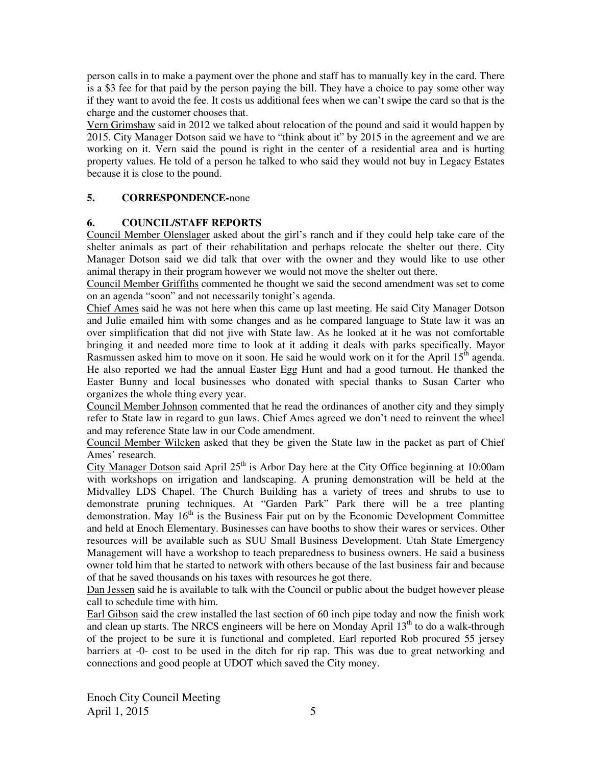person calls in to make a payment over the phone and staff has to manually key in the card. There is a $3 fee for that paid by the person paying the bill. They have a choice to pay some other way if they want to avoid the fee. It costs us additional fees when we can't swipe the card so that is the charge and the customer chooses that.

Vern Grimshaw said in 2012 we talked about relocation of the pound and said it would happen by 2015. City Manager Dotson said we have to "think about it" by 2015 in the agreement and we are working on it. Vern said the pound is right in the center of a residential area and is hurting property values. He told of a person he talked to who said they would not buy in Legacy Estates because it is close to the pound.

**5. CORRESPONDENCE-**none

**6. COUNCIL/STAFF REPORTS**

Council Member Olenslager asked about the girl's ranch and if they could help take care of the shelter animals as part of their rehabilitation and perhaps relocate the shelter out there. City Manager Dotson said we did talk that over with the owner and they would like to use other animal therapy in their program however we would not move the shelter out there.

Council Member Griffiths commented he thought we said the second amendment was set to come on an agenda "soon" and not necessarily tonight's agenda.

Chief Ames said he was not here when this came up last meeting. He said City Manager Dotson and Julie emailed him with some changes and as he compared language to State law it was an over simplification that did not jive with State law. As he looked at it he was not comfortable bringing it and needed more time to look at it adding it deals with parks specifically. Mayor Rasmussen asked him to move on it soon. He said he would work on it for the April 15th agenda. He also reported we had the annual Easter Egg Hunt and had a good turnout. He thanked the Easter Bunny and local businesses who donated with special thanks to Susan Carter who organizes the whole thing every year.

Council Member Johnson commented that he read the ordinances of another city and they simply refer to State law in regard to gun laws. Chief Ames agreed we don't need to reinvent the wheel and may reference State law in our Code amendment.

Council Member Wilcken asked that they be given the State law in the packet as part of Chief Ames' research.

City Manager Dotson said April 25th is Arbor Day here at the City Office beginning at 10:00am with workshops on irrigation and landscaping. A pruning demonstration will be held at the Midvalley LDS Chapel. The Church Building has a variety of trees and shrubs to use to demonstrate pruning techniques. At "Garden Park" Park there will be a tree planting demonstration. May 16th is the Business Fair put on by the Economic Development Committee and held at Enoch Elementary. Businesses can have booths to show their wares or services. Other resources will be available such as SUU Small Business Development. Utah State Emergency Management will have a workshop to teach preparedness to business owners. He said a business owner told him that he started to network with others because of the last business fair and because of that he saved thousands on his taxes with resources he got there.

Dan Jessen said he is available to talk with the Council or public about the budget however please call to schedule time with him.

Earl Gibson said the crew installed the last section of 60 inch pipe today and now the finish work and clean up starts. The NRCS engineers will be here on Monday April 13th to do a walk-through of the project to be sure it is functional and completed. Earl reported Rob procured 55 jersey barriers at -0- cost to be used in the ditch for rip rap. This was due to great networking and connections and good people at UDOT which saved the City money.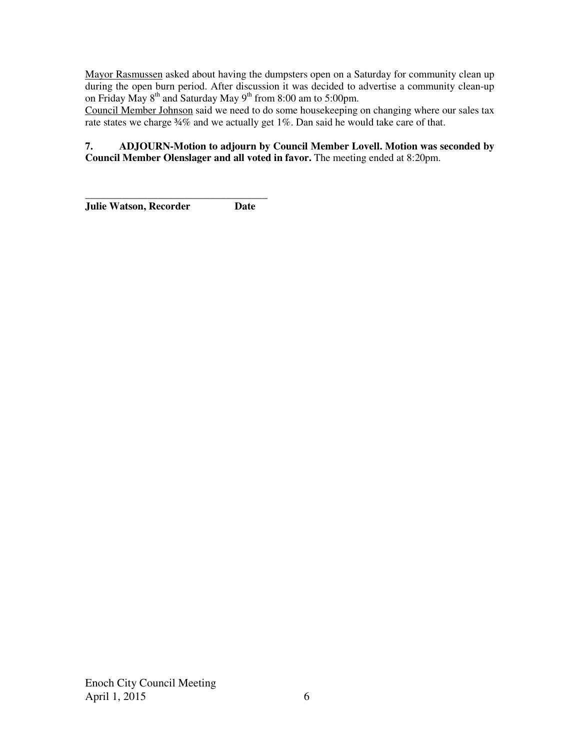Mayor Rasmussen asked about having the dumpsters open on a Saturday for community clean up during the open burn period. After discussion it was decided to advertise a community clean-up on Friday May 8th and Saturday May 9th from 8:00 am to 5:00pm.

Council Member Johnson said we need to do some housekeeping on changing where our sales tax rate states we charge ¾% and we actually get 1%. Dan said he would take care of that.

**7. ADJOURN-Motion to adjourn by Council Member Lovell. Motion was seconded by Council Member Olenslager and all voted in favor.** The meeting ended at 8:20pm.

\_\_\_\_\_\_\_\_\_\_\_\_\_\_\_\_\_\_\_\_\_\_\_\_\_\_\_\_\_\_\_\_\_\_\_\_

**Julie Watson, Recorder Date**